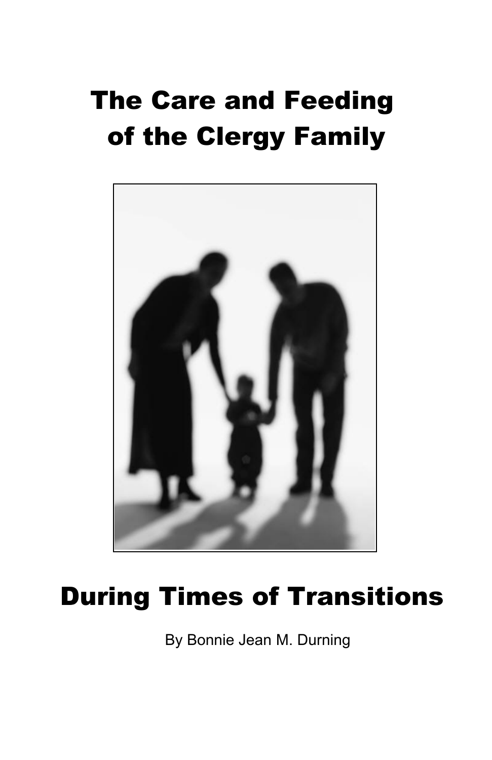# The Care and Feeding of the Clergy Family

# During Times of Transitions

By Bonnie Jean M. Durning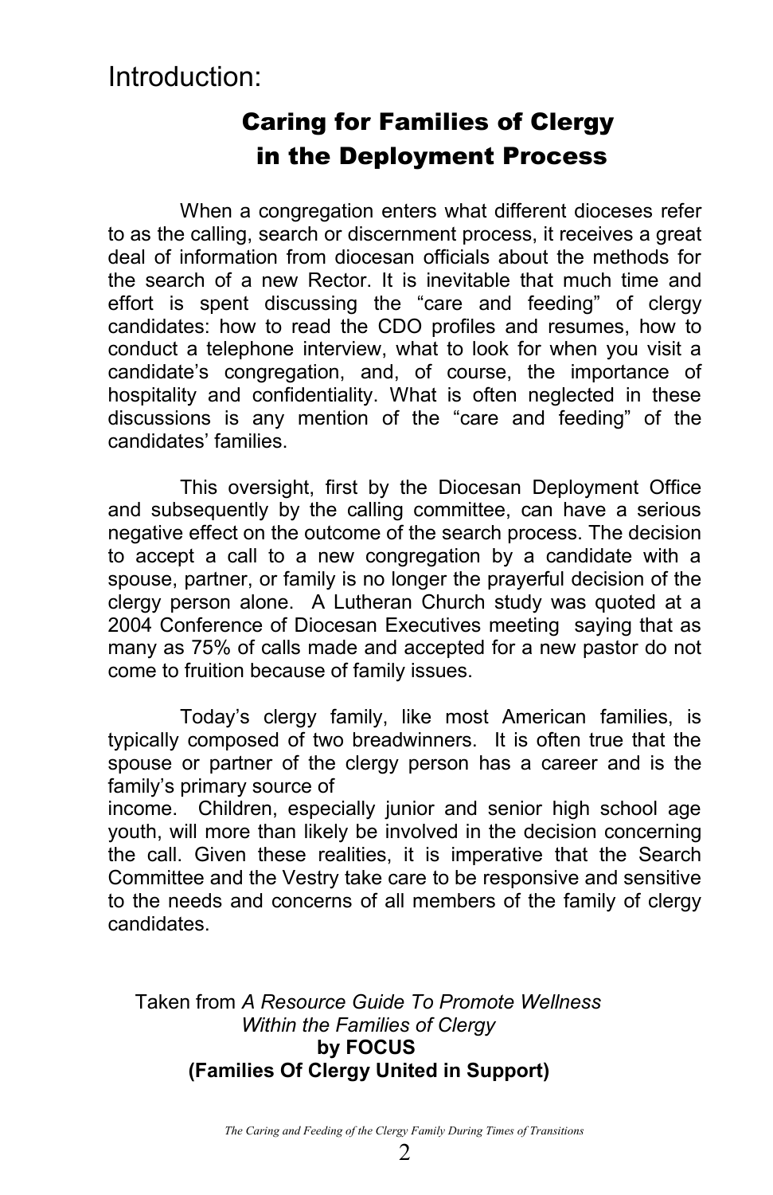# Introduction:

## Caring for Families of Clergy in the Deployment Process

When a congregation enters what different dioceses refer to as the calling, search or discernment process, it receives a great deal of information from diocesan officials about the methods for the search of a new Rector. It is inevitable that much time and effort is spent discussing the "care and feeding" of clergy candidates: how to read the CDO profiles and resumes, how to conduct a telephone interview, what to look for when you visit a candidate's congregation, and, of course, the importance of hospitality and confidentiality. What is often neglected in these discussions is any mention of the "care and feeding" of the candidates' families.

This oversight, first by the Diocesan Deployment Office and subsequently by the calling committee, can have a serious negative effect on the outcome of the search process. The decision to accept a call to a new congregation by a candidate with a spouse, partner, or family is no longer the prayerful decision of the clergy person alone. A Lutheran Church study was quoted at a 2004 Conference of Diocesan Executives meeting saying that as many as 75% of calls made and accepted for a new pastor do not come to fruition because of family issues.

Today's clergy family, like most American families, is typically composed of two breadwinners. It is often true that the spouse or partner of the clergy person has a career and is the family's primary source of income. Children, especially junior and senior high school age youth, will more than likely be involved in the decision concerning the call. Given these realities, it is imperative that the Search Committee and the Vestry take care to be responsive and sensitive to the needs and concerns of all members of the family of clergy candidates.

Taken from *A Resource Guide To Promote Wellness Within the Families of Clergy*
**by FOCUS**
**(Families Of Clergy United in Support)**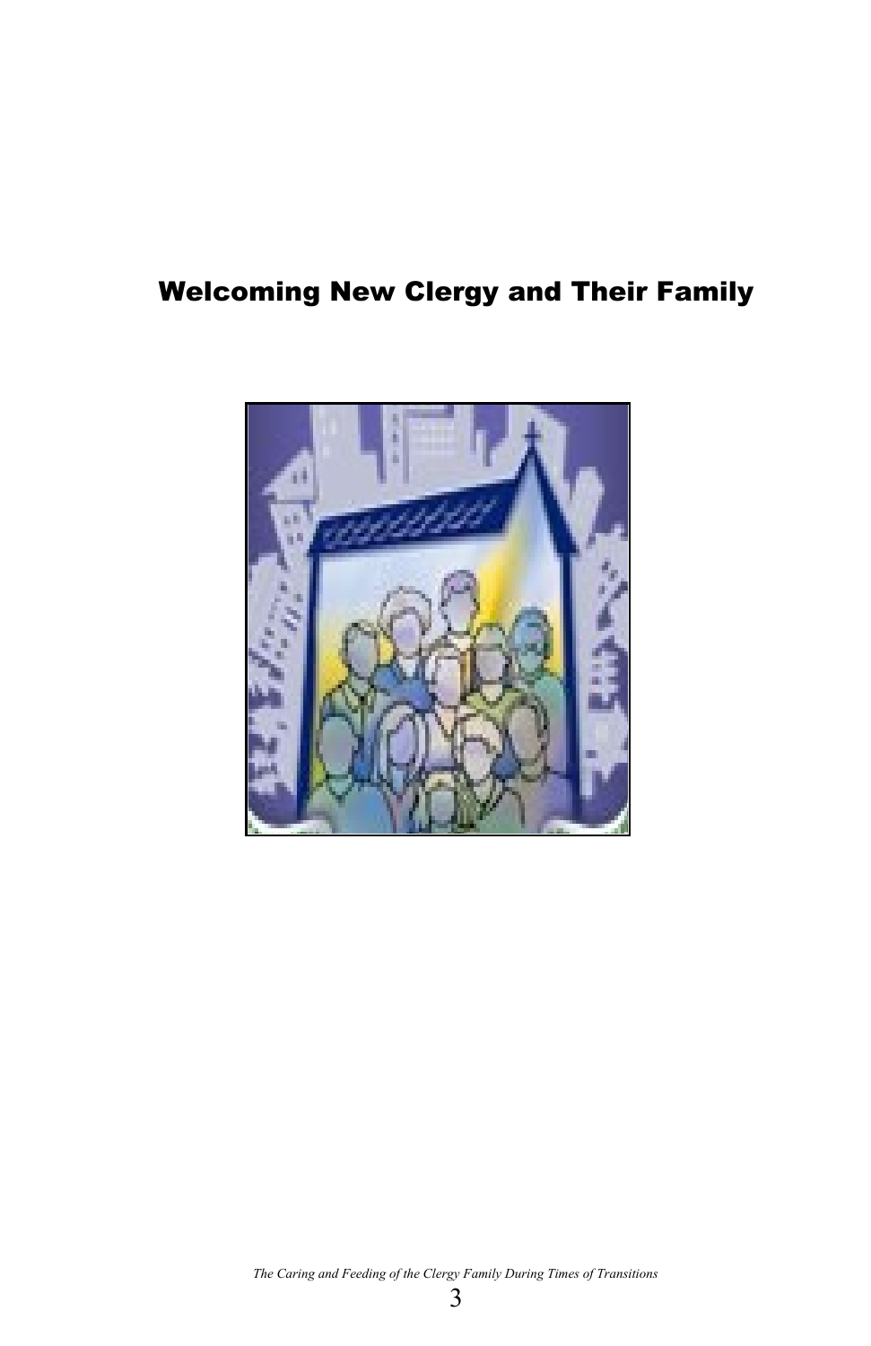# Welcoming New Clergy and Their Family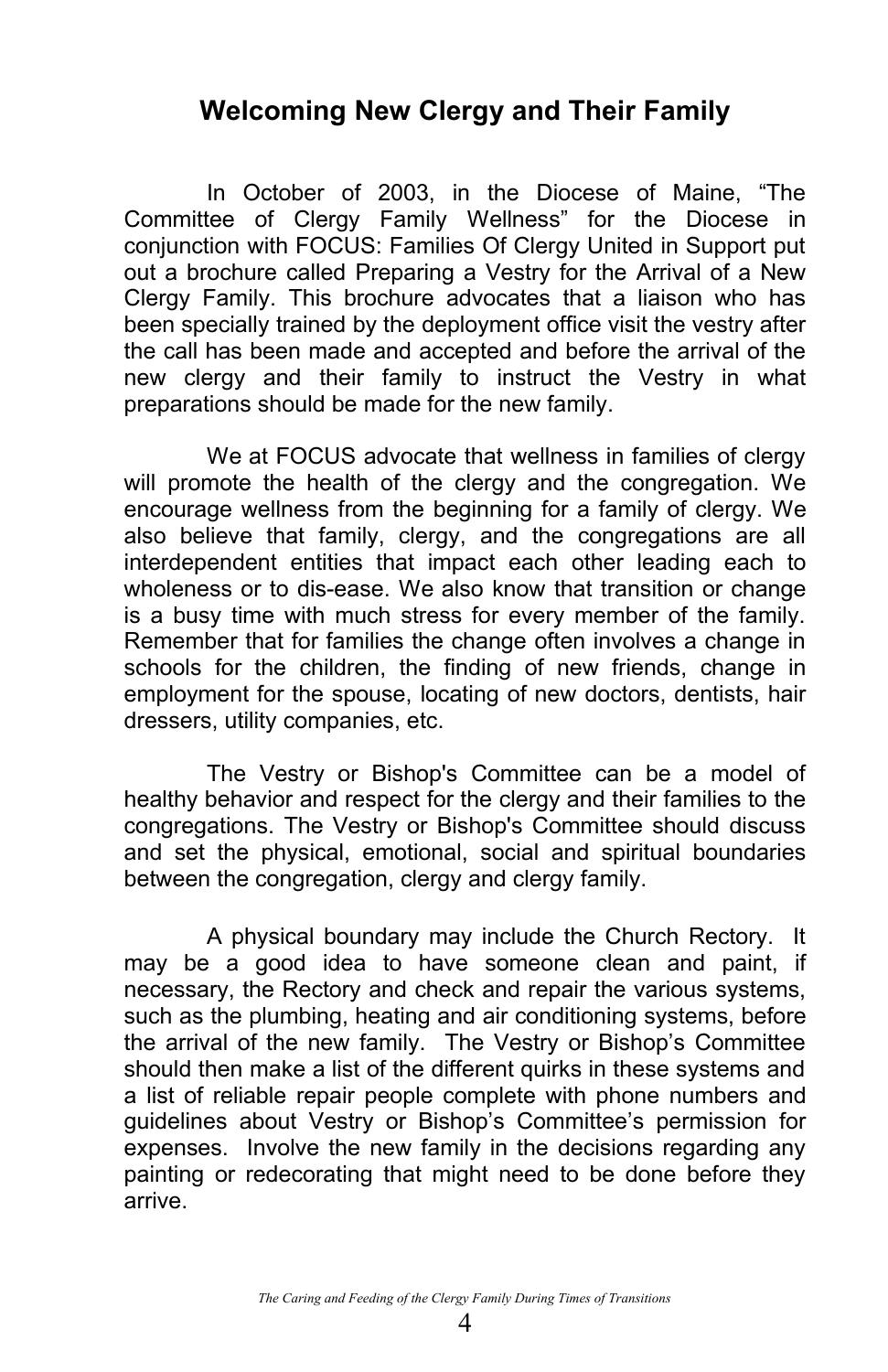## Welcoming New Clergy and Their Family

In October of 2003, in the Diocese of Maine, “The Committee of Clergy Family Wellness” for the Diocese in conjunction with FOCUS: Families Of Clergy United in Support put out a brochure called Preparing a Vestry for the Arrival of a New Clergy Family. This brochure advocates that a liaison who has been specially trained by the deployment office visit the vestry after the call has been made and accepted and before the arrival of the new clergy and their family to instruct the Vestry in what preparations should be made for the new family.

We at FOCUS advocate that wellness in families of clergy will promote the health of the clergy and the congregation. We encourage wellness from the beginning for a family of clergy. We also believe that family, clergy, and the congregations are all interdependent entities that impact each other leading each to wholeness or to dis-ease. We also know that transition or change is a busy time with much stress for every member of the family. Remember that for families the change often involves a change in schools for the children, the finding of new friends, change in employment for the spouse, locating of new doctors, dentists, hair dressers, utility companies, etc.

The Vestry or Bishop's Committee can be a model of healthy behavior and respect for the clergy and their families to the congregations. The Vestry or Bishop's Committee should discuss and set the physical, emotional, social and spiritual boundaries between the congregation, clergy and clergy family.

A physical boundary may include the Church Rectory. It may be a good idea to have someone clean and paint, if necessary, the Rectory and check and repair the various systems, such as the plumbing, heating and air conditioning systems, before the arrival of the new family. The Vestry or Bishop’s Committee should then make a list of the different quirks in these systems and a list of reliable repair people complete with phone numbers and guidelines about Vestry or Bishop’s Committee’s permission for expenses. Involve the new family in the decisions regarding any painting or redecorating that might need to be done before they arrive.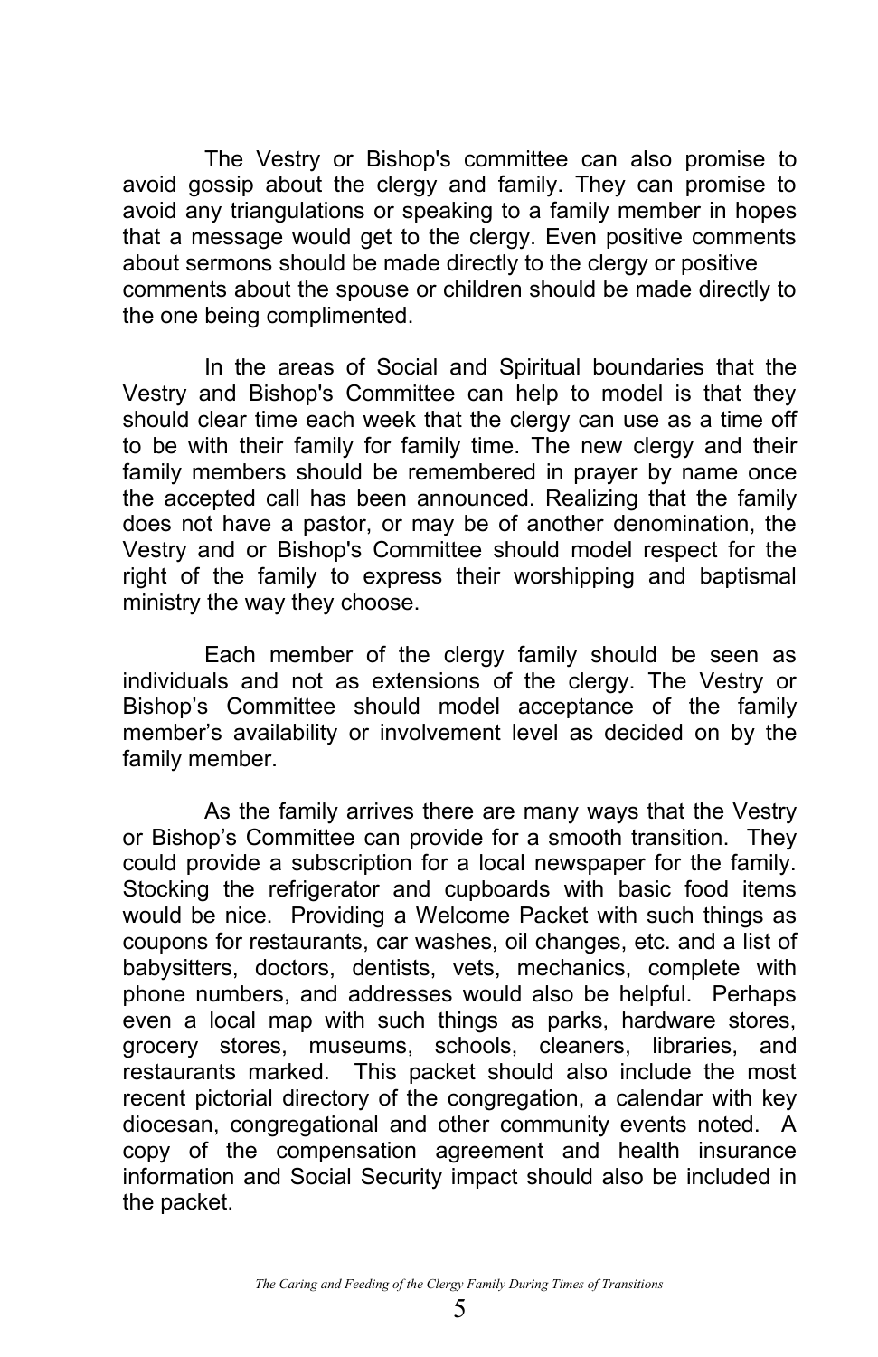The Vestry or Bishop's committee can also promise to avoid gossip about the clergy and family. They can promise to avoid any triangulations or speaking to a family member in hopes that a message would get to the clergy. Even positive comments about sermons should be made directly to the clergy or positive comments about the spouse or children should be made directly to the one being complimented.

In the areas of Social and Spiritual boundaries that the Vestry and Bishop's Committee can help to model is that they should clear time each week that the clergy can use as a time off to be with their family for family time. The new clergy and their family members should be remembered in prayer by name once the accepted call has been announced. Realizing that the family does not have a pastor, or may be of another denomination, the Vestry and or Bishop's Committee should model respect for the right of the family to express their worshipping and baptismal ministry the way they choose.

Each member of the clergy family should be seen as individuals and not as extensions of the clergy. The Vestry or Bishop's Committee should model acceptance of the family member's availability or involvement level as decided on by the family member.

As the family arrives there are many ways that the Vestry or Bishop's Committee can provide for a smooth transition. They could provide a subscription for a local newspaper for the family. Stocking the refrigerator and cupboards with basic food items would be nice. Providing a Welcome Packet with such things as coupons for restaurants, car washes, oil changes, etc. and a list of babysitters, doctors, dentists, vets, mechanics, complete with phone numbers, and addresses would also be helpful. Perhaps even a local map with such things as parks, hardware stores, grocery stores, museums, schools, cleaners, libraries, and restaurants marked. This packet should also include the most recent pictorial directory of the congregation, a calendar with key diocesan, congregational and other community events noted. A copy of the compensation agreement and health insurance information and Social Security impact should also be included in the packet.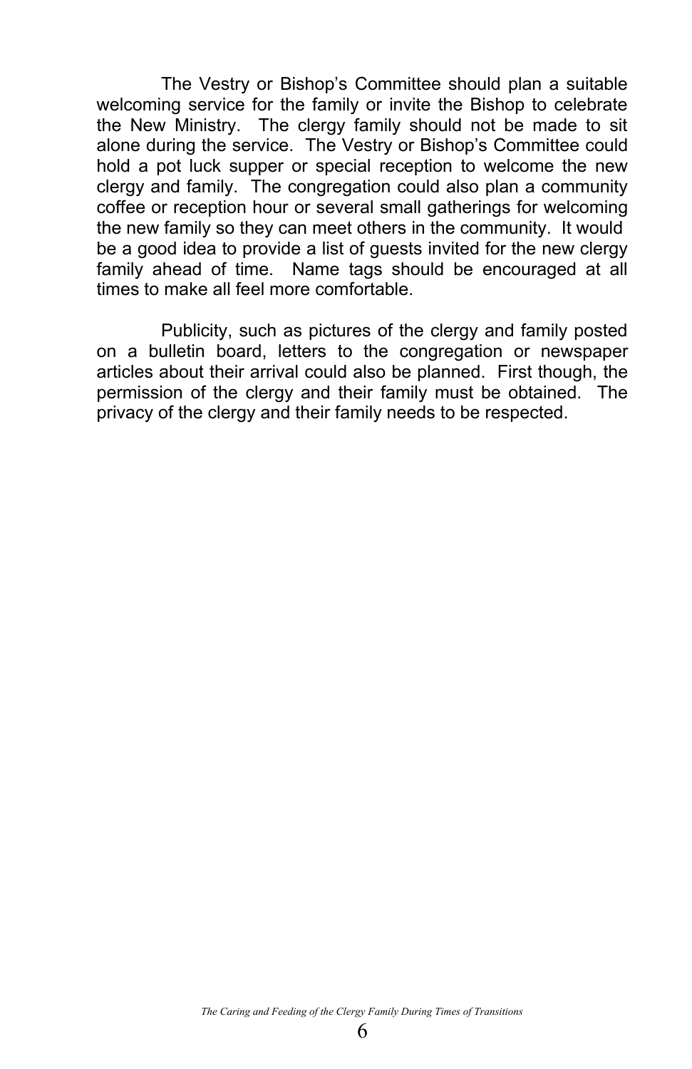The Vestry or Bishop's Committee should plan a suitable welcoming service for the family or invite the Bishop to celebrate the New Ministry. The clergy family should not be made to sit alone during the service. The Vestry or Bishop's Committee could hold a pot luck supper or special reception to welcome the new clergy and family. The congregation could also plan a community coffee or reception hour or several small gatherings for welcoming the new family so they can meet others in the community. It would be a good idea to provide a list of guests invited for the new clergy family ahead of time. Name tags should be encouraged at all times to make all feel more comfortable.

Publicity, such as pictures of the clergy and family posted on a bulletin board, letters to the congregation or newspaper articles about their arrival could also be planned. First though, the permission of the clergy and their family must be obtained. The privacy of the clergy and their family needs to be respected.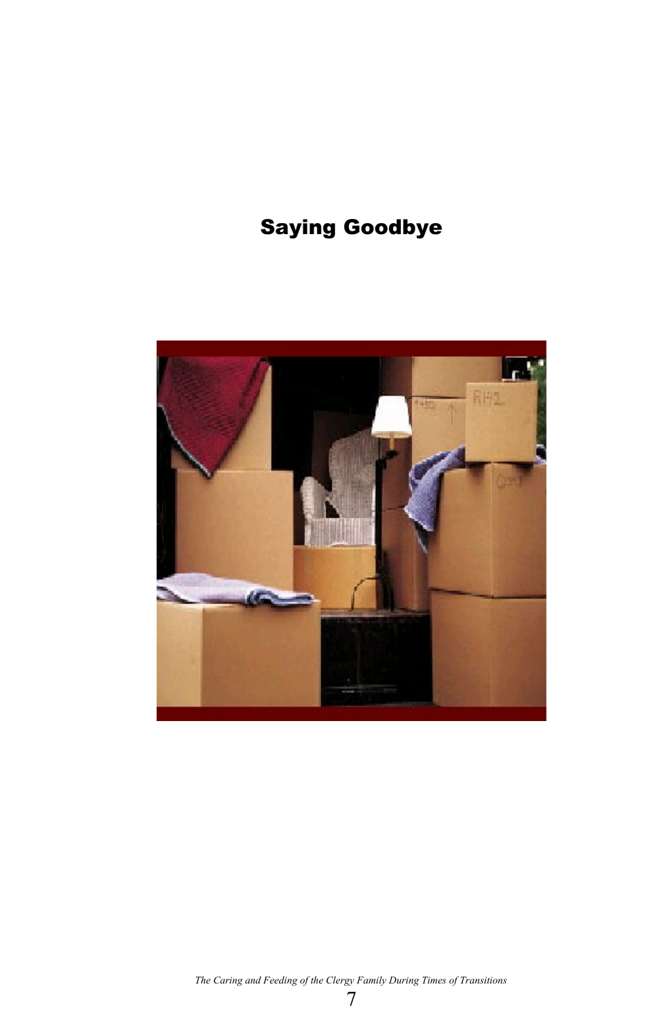# Saying Goodbye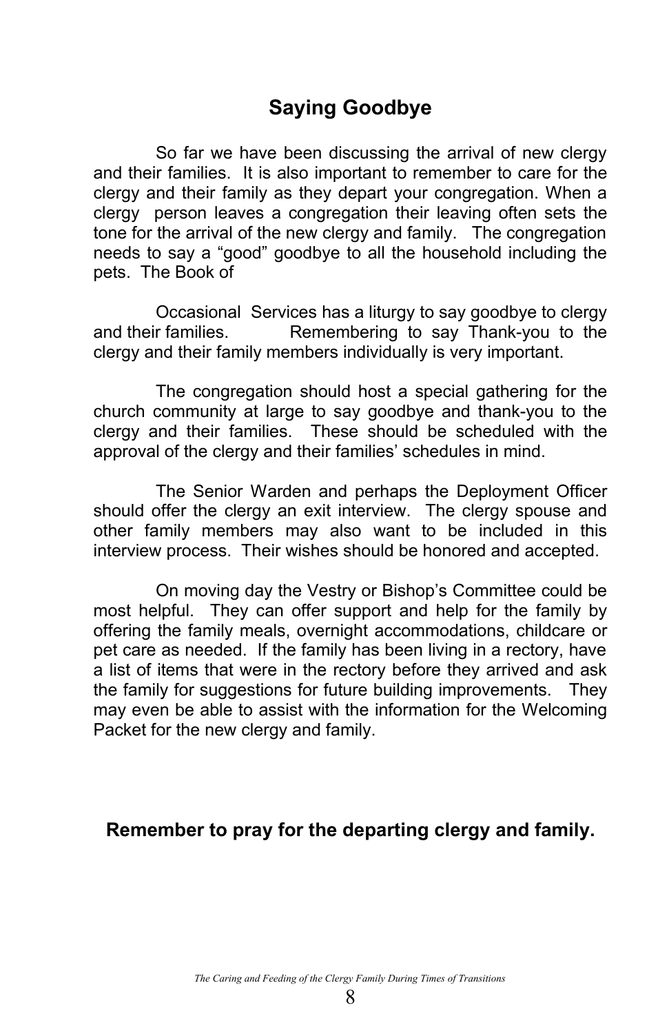## Saying Goodbye

So far we have been discussing the arrival of new clergy and their families. It is also important to remember to care for the clergy and their family as they depart your congregation. When a clergy person leaves a congregation their leaving often sets the tone for the arrival of the new clergy and family. The congregation needs to say a "good" goodbye to all the household including the pets. The Book of

Occasional Services has a liturgy to say goodbye to clergy and their families. Remembering to say Thank-you to the clergy and their family members individually is very important.

The congregation should host a special gathering for the church community at large to say goodbye and thank-you to the clergy and their families. These should be scheduled with the approval of the clergy and their families' schedules in mind.

The Senior Warden and perhaps the Deployment Officer should offer the clergy an exit interview. The clergy spouse and other family members may also want to be included in this interview process. Their wishes should be honored and accepted.

On moving day the Vestry or Bishop's Committee could be most helpful. They can offer support and help for the family by offering the family meals, overnight accommodations, childcare or pet care as needed. If the family has been living in a rectory, have a list of items that were in the rectory before they arrived and ask the family for suggestions for future building improvements. They may even be able to assist with the information for the Welcoming Packet for the new clergy and family.

**Remember to pray for the departing clergy and family.**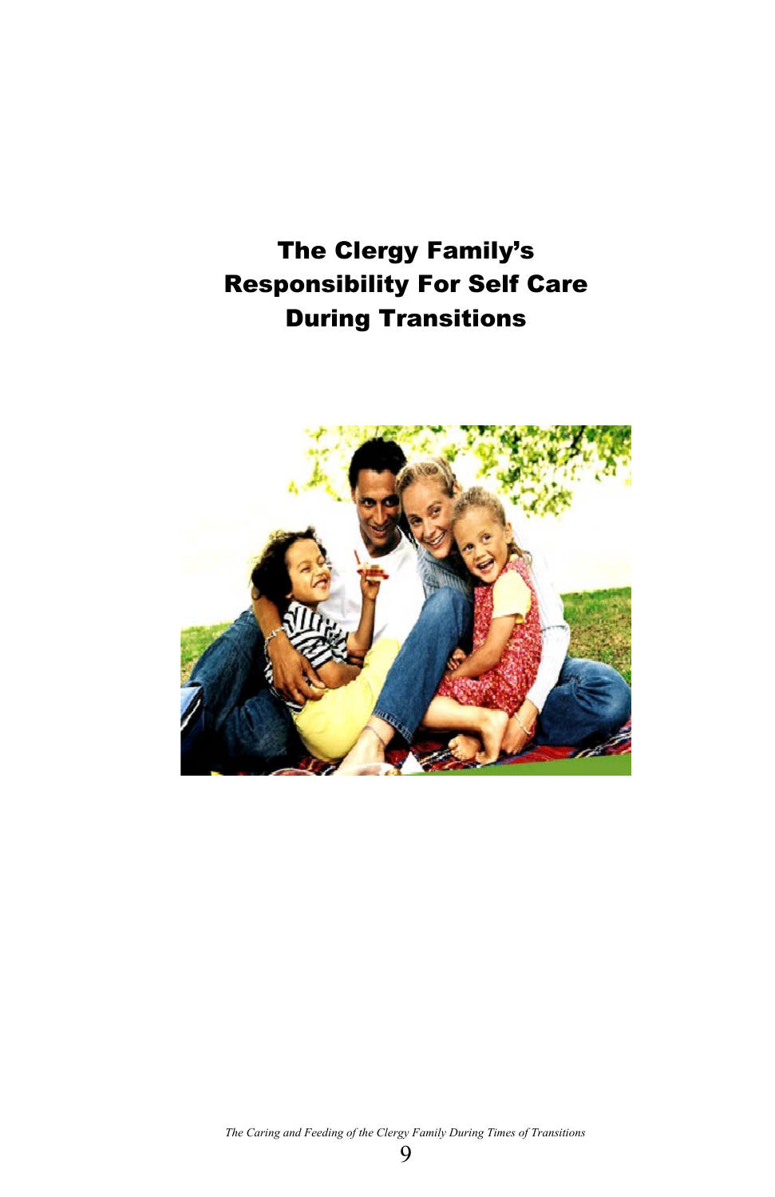# The Clergy Family's Responsibility For Self Care During Transitions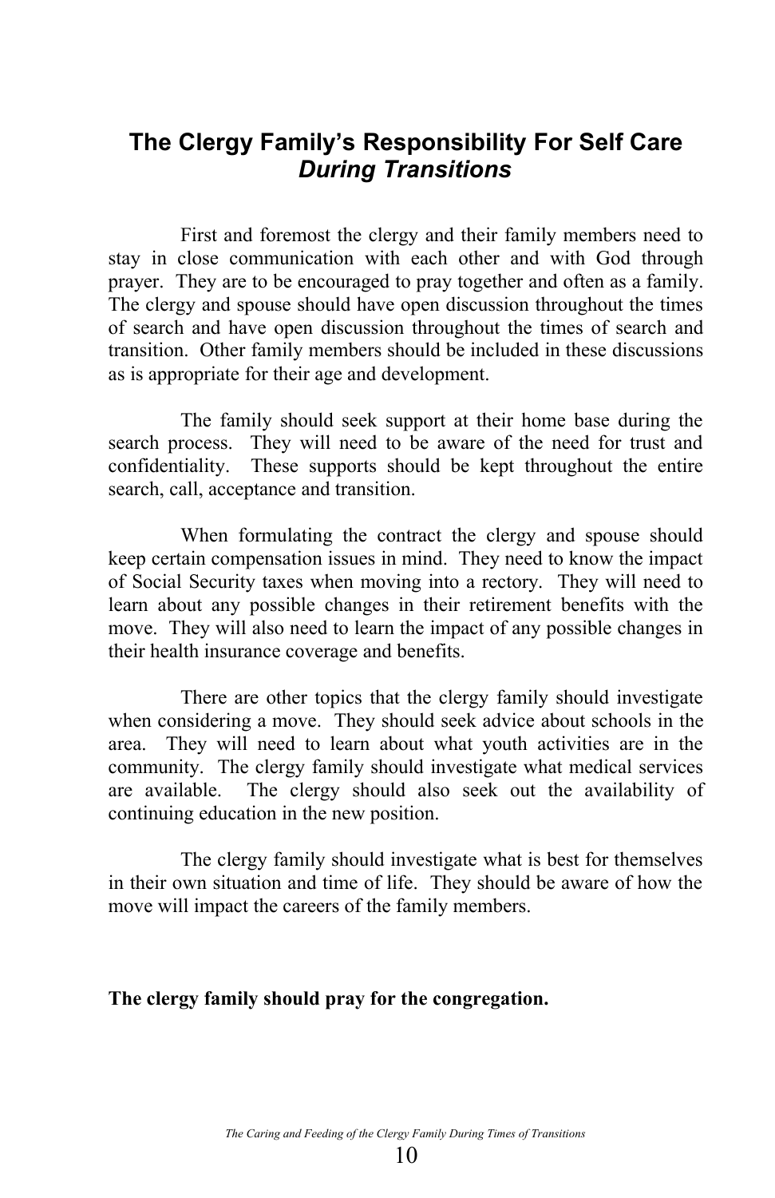## The Clergy Family's Responsibility For Self Care *During Transitions*

First and foremost the clergy and their family members need to stay in close communication with each other and with God through prayer. They are to be encouraged to pray together and often as a family. The clergy and spouse should have open discussion throughout the times of search and have open discussion throughout the times of search and transition. Other family members should be included in these discussions as is appropriate for their age and development.

The family should seek support at their home base during the search process. They will need to be aware of the need for trust and confidentiality. These supports should be kept throughout the entire search, call, acceptance and transition.

When formulating the contract the clergy and spouse should keep certain compensation issues in mind. They need to know the impact of Social Security taxes when moving into a rectory. They will need to learn about any possible changes in their retirement benefits with the move. They will also need to learn the impact of any possible changes in their health insurance coverage and benefits.

There are other topics that the clergy family should investigate when considering a move. They should seek advice about schools in the area. They will need to learn about what youth activities are in the community. The clergy family should investigate what medical services are available. The clergy should also seek out the availability of continuing education in the new position.

The clergy family should investigate what is best for themselves in their own situation and time of life. They should be aware of how the move will impact the careers of the family members.

**The clergy family should pray for the congregation.**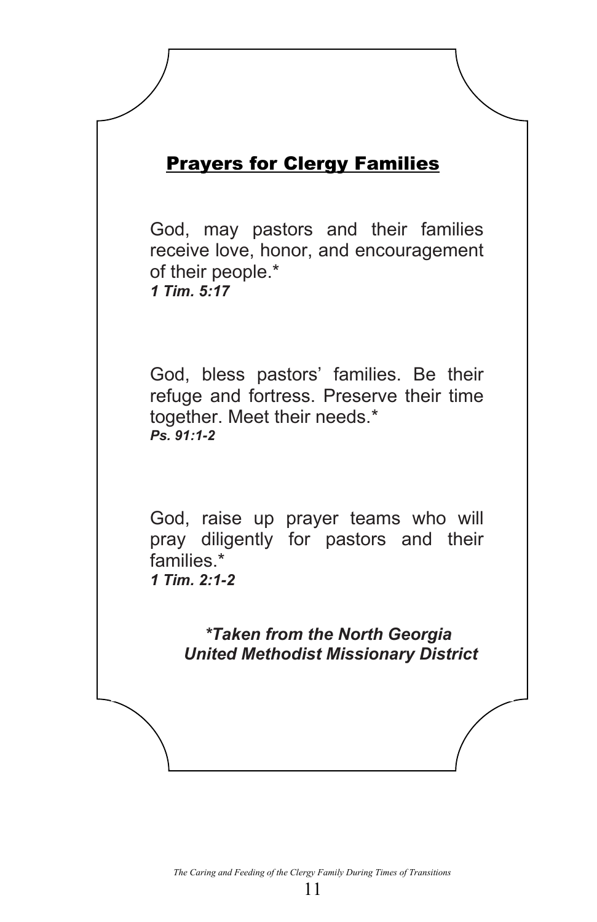## Prayers for Clergy Families

God, may pastors and their families receive love, honor, and encouragement of their people.*
***1 Tim. 5:17***

God, bless pastors' families. Be their refuge and fortress. Preserve their time together. Meet their needs.*
***Ps. 91:1-2***

God, raise up prayer teams who will pray diligently for pastors and their families.*
***1 Tim. 2:1-2***

***\*Taken from the North Georgia United Methodist Missionary District***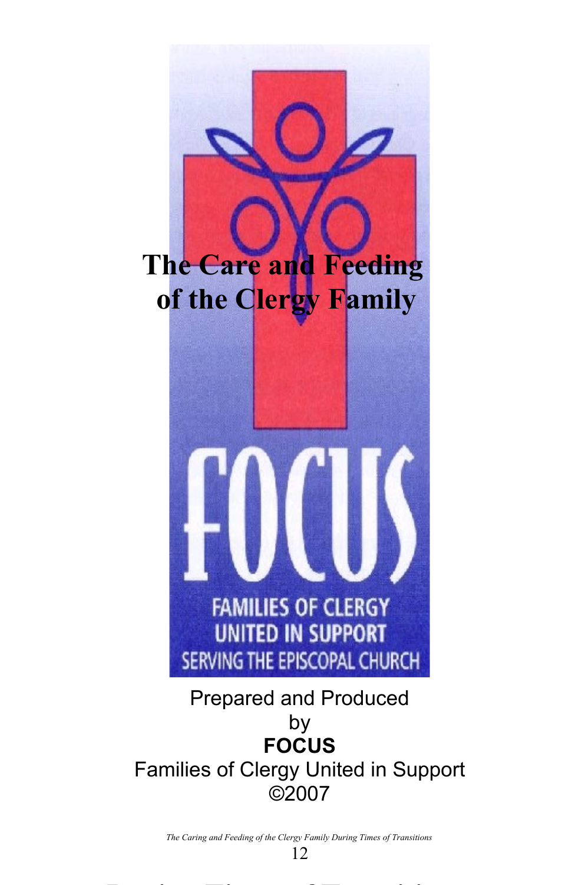# The Care and Feeding of the Clergy Family

FOCUS

FAMILIES OF CLERGY UNITED IN SUPPORT SERVING THE EPISCOPAL CHURCH

Prepared and Produced by **FOCUS** Families of Clergy United in Support ©2007